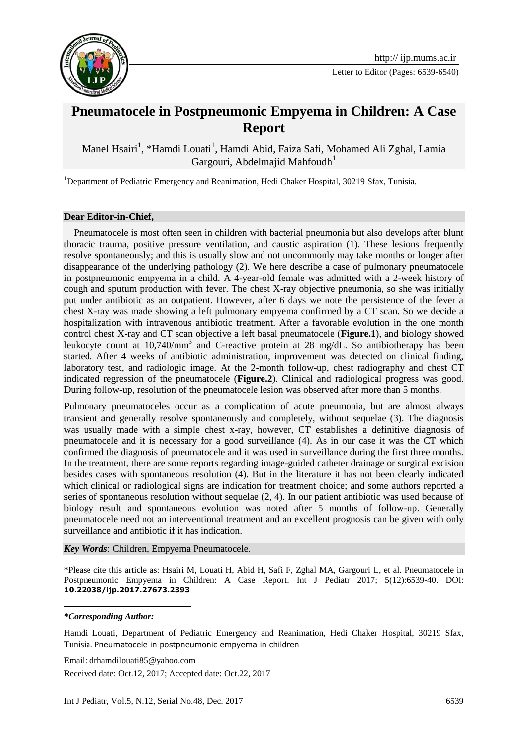# Pneumatocele in Postpneumonic Empyema in Children: A Case Report

Manel Hsairi[1], *Hamdi Louati[1], Hamdi Abid, Faiza Safi, Mohamed Ali Zghal, Lamia Gargouri, Abdelmajid Mahfoudh[1]

[1]Department of Pediatric Emergency and Reanimation, Hedi Chaker Hospital, 30219 Sfax, Tunisia.

**Dear Editor-in-Chief,**

Pneumatocele is most often seen in children with bacterial pneumonia but also develops after blunt thoracic trauma, positive pressure ventilation, and caustic aspiration (1). These lesions frequently resolve spontaneously; and this is usually slow and not uncommonly may take months or longer after disappearance of the underlying pathology (2). We here describe a case of pulmonary pneumatocele in postpneumonic empyema in a child. A 4-year-old female was admitted with a 2-week history of cough and sputum production with fever. The chest X-ray objective pneumonia, so she was initially put under antibiotic as an outpatient. However, after 6 days we note the persistence of the fever a chest X-ray was made showing a left pulmonary empyema confirmed by a CT scan. So we decide a hospitalization with intravenous antibiotic treatment. After a favorable evolution in the one month control chest X-ray and CT scan objective a left basal pneumatocele (**Figure.1**), and biology showed leukocyte count at 10,740/mm$^3$ and C-reactive protein at 28 mg/dL. So antibiotherapy has been started. After 4 weeks of antibiotic administration, improvement was detected on clinical finding, laboratory test, and radiologic image. At the 2-month follow-up, chest radiography and chest CT indicated regression of the pneumatocele (**Figure.2**). Clinical and radiological progress was good. During follow-up, resolution of the pneumatocele lesion was observed after more than 5 months.

Pulmonary pneumatoceles occur as a complication of acute pneumonia, but are almost always transient and generally resolve spontaneously and completely, without sequelae (3). The diagnosis was usually made with a simple chest x-ray, however, CT establishes a definitive diagnosis of pneumatocele and it is necessary for a good surveillance (4). As in our case it was the CT which confirmed the diagnosis of pneumatocele and it was used in surveillance during the first three months. In the treatment, there are some reports regarding image-guided catheter drainage or surgical excision besides cases with spontaneous resolution (4). But in the literature it has not been clearly indicated which clinical or radiological signs are indication for treatment choice; and some authors reported a series of spontaneous resolution without sequelae (2, 4). In our patient antibiotic was used because of biology result and spontaneous evolution was noted after 5 months of follow-up. Generally pneumatocele need not an interventional treatment and an excellent prognosis can be given with only surveillance and antibiotic if it has indication.

***Key Words***: Children, Empyema Pneumatocele.

*Please cite this article as: Hsairi M, Louati H, Abid H, Safi F, Zghal MA, Gargouri L, et al. Pneumatocele in Postpneumonic Empyema in Children: A Case Report. Int J Pediatr 2017; 5(12):6539-40. DOI: **10.22038/ijp.2017.27673.2393**

***\*Corresponding Author:***

Hamdi Louati, Department of Pediatric Emergency and Reanimation, Hedi Chaker Hospital, 30219 Sfax, Tunisia. Pneumatocele in postpneumonic empyema in children

Email: drhamdilouati85@yahoo.com

Received date: Oct.12, 2017; Accepted date: Oct.22, 2017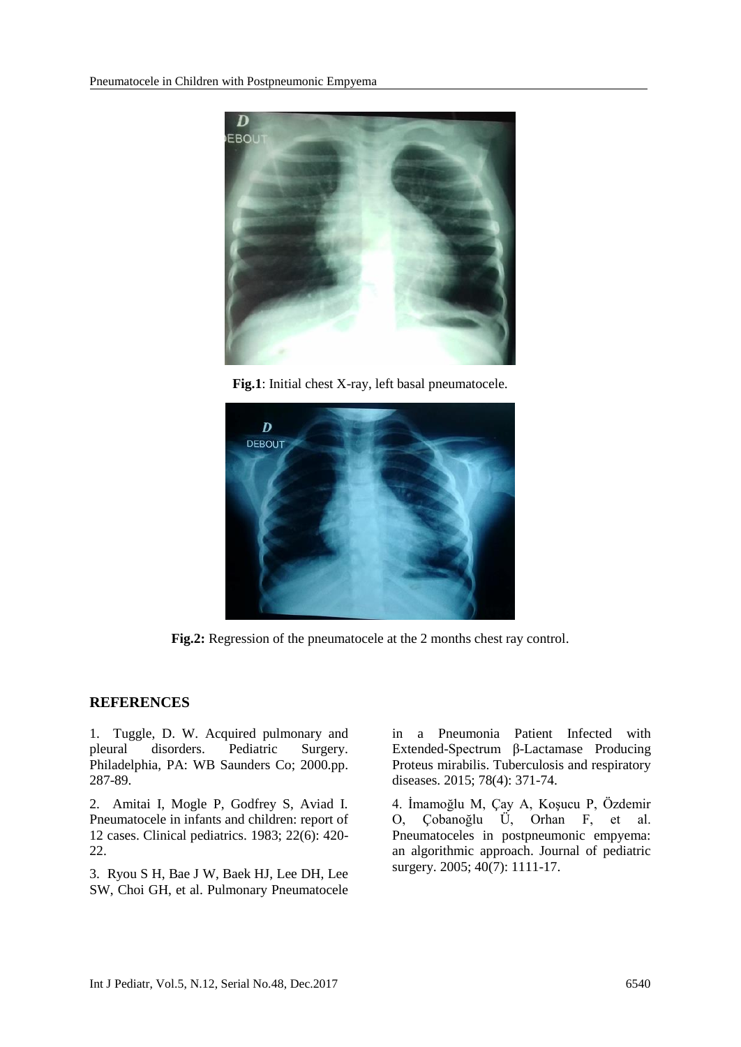**Fig.1**: Initial chest X-ray, left basal pneumatocele.

**Fig.2:** Regression of the pneumatocele at the 2 months chest ray control.

## REFERENCES

1. Tuggle, D. W. Acquired pulmonary and pleural disorders. Pediatric Surgery. Philadelphia, PA: WB Saunders Co; 2000.pp. 287-89.

2. Amitai I, Mogle P, Godfrey S, Aviad I. Pneumatocele in infants and children: report of 12 cases. Clinical pediatrics. 1983; 22(6): 420-22.

3. Ryou S H, Bae J W, Baek HJ, Lee DH, Lee SW, Choi GH, et al. Pulmonary Pneumatocele in a Pneumonia Patient Infected with Extended-Spectrum β-Lactamase Producing Proteus mirabilis. Tuberculosis and respiratory diseases. 2015; 78(4): 371-74.

4. İmamoğlu M, Çay A, Koşucu P, Özdemir O, Çobanoğlu Ü, Orhan F, et al. Pneumatoceles in postpneumonic empyema: an algorithmic approach. Journal of pediatric surgery. 2005; 40(7): 1111-17.